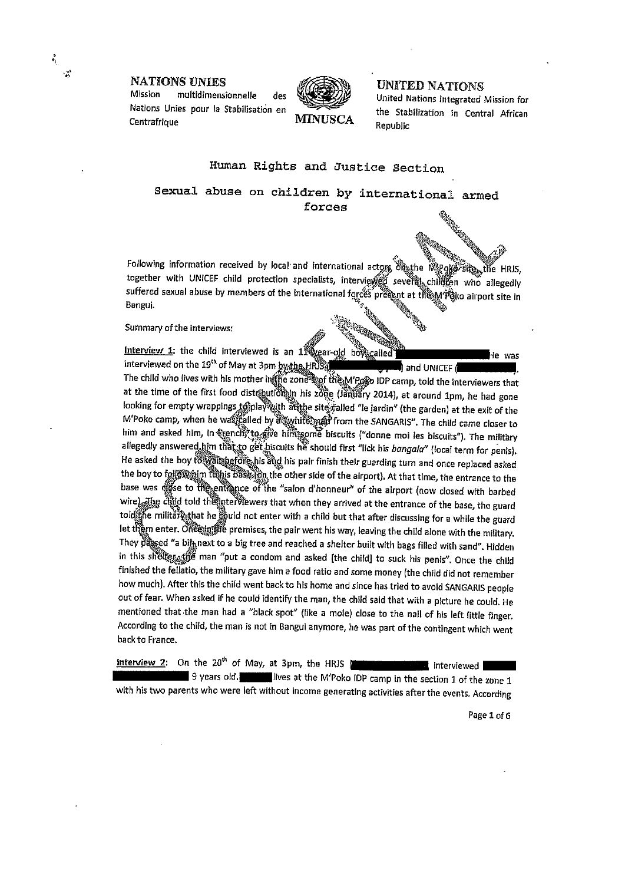**NATIONS UNIES**
Mission multidimensionnelle des Nations Unies pour la Stabilisation en Centrafrique

**MINUSCA**

**UNITED NATIONS**
United Nations Integrated Mission for the Stabilization in Central African Republic

## Human Rights and Justice Section

## Sexual abuse on children by international armed forces

Following information received by local and international actors on the M'Poko site, the HRJS, together with UNICEF child protection specialists, interviewed several children who allegedly suffered sexual abuse by members of the international forces present at the M'Poko airport site in Bangui.

Summary of the interviews:

**Interview 1**: the child interviewed is an 11 year-old boy called ███. He was interviewed on the 19th of May at 3pm by the HRJS (███) and UNICEF (███). The child who lives with his mother in the zone ██ of the M'Poko IDP camp, told the interviewers that at the time of the first food distribution in his zone (January 2014), at around 1pm, he had gone looking for empty wrappings to play with at the site called "le jardin" (the garden) at the exit of the M'Poko camp, when he was called by a "white man from the SANGARIS". The child came closer to him and asked him, in French, to give him some biscuits ("donne moi les biscuits"). The military allegedly answered him that to get biscuits he should first "lick his *bangala*" (local term for penis). He asked the boy to wait before his and his pair finish their guarding turn and once replaced asked the boy to follow him to his base (on the other side of the airport). At that time, the entrance to the base was close to the entrance of the "salon d'honneur" of the airport (now closed with barbed wire). The child told the interviewers that when they arrived at the entrance of the base, the guard told the military that he could not enter with a child but that after discussing for a while the guard let them enter. Once in the premises, the pair went his way, leaving the child alone with the military. They passed "a bin next to a big tree and reached a shelter built with bags filled with sand". Hidden in this shelter, the man "put a condom and asked [the child] to suck his penis". Once the child finished the fellatio, the military gave him a food ratio and some money (the child did not remember how much). After this the child went back to his home and since has tried to avoid SANGARIS people out of fear. When asked if he could identify the man, the child said that with a picture he could. He mentioned that the man had a "black spot" (like a mole) close to the nail of his left little finger. According to the child, the man is not in Bangui anymore, he was part of the contingent which went back to France.

**Interview 2**: On the 20th of May, at 3pm, the HRJS (███) interviewed ███ 9 years old. ███ lives at the M'Poko IDP camp in the section 1 of the zone 1 with his two parents who were left without income generating activities after the events. According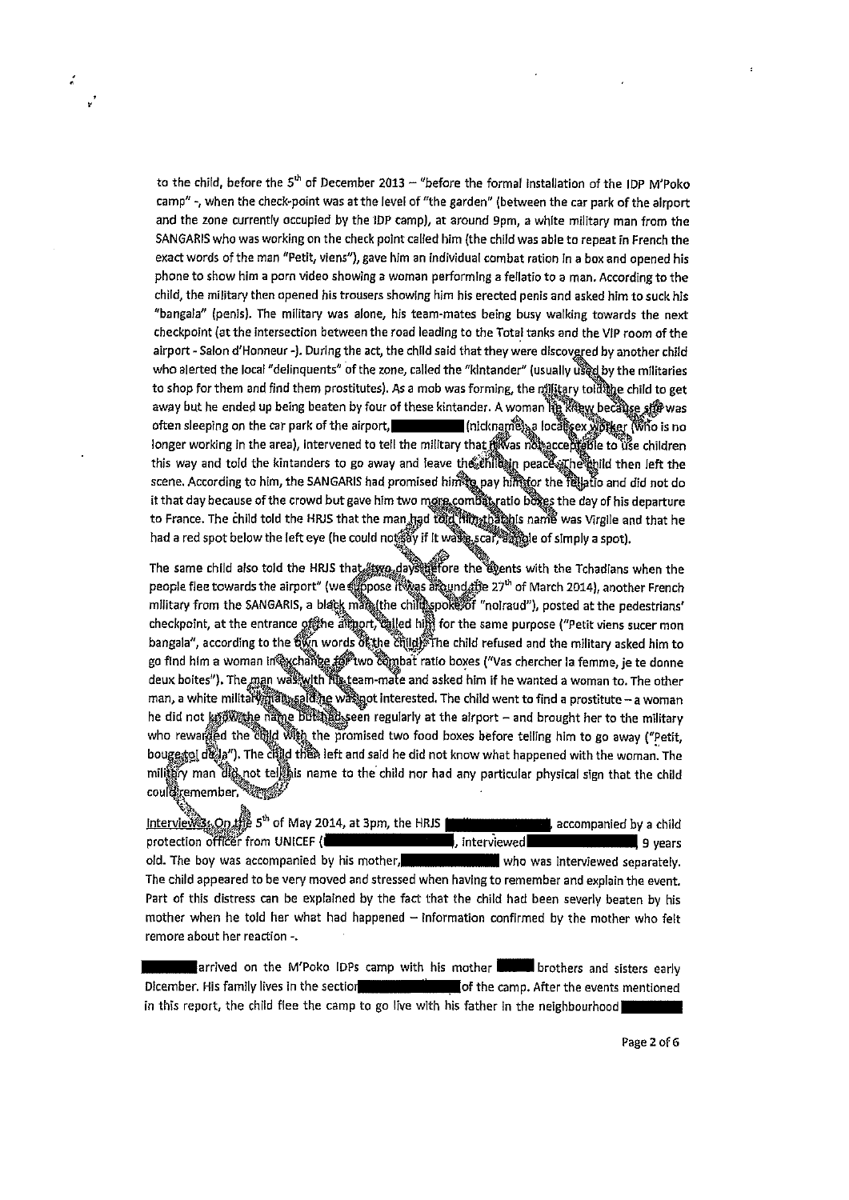to the child, before the 5th of December 2013 – "before the formal installation of the IDP M'Poko camp" -, when the check-point was at the level of "the garden" (between the car park of the airport and the zone currently occupied by the IDP camp), at around 9pm, a white military man from the SANGARIS who was working on the check point called him (the child was able to repeat in French the exact words of the man "Petit, viens"), gave him an individual combat ration in a box and opened his phone to show him a porn video showing a woman performing a fellatio to a man. According to the child, the military then opened his trousers showing him his erected penis and asked him to suck his "bangala" (penis). The military was alone, his team-mates being busy walking towards the next checkpoint (at the intersection between the road leading to the Total tanks and the VIP room of the airport - Salon d'Honneur -). During the act, the child said that they were discovered by another child who alerted the local "delinquents" of the zone, called the "kintander" (usually used by the militaries to shop for them and find them prostitutes). As a mob was forming, the military told the child to get away but he ended up being beaten by four of these kintander. A woman he knew because she was often sleeping on the car park of the airport, ██████ (nickname), a local sex worker (who is no longer working in the area), intervened to tell the military that it was not acceptable to use children this way and told the kintanders to go away and leave the child in peace. The child then left the scene. According to him, the SANGARIS had promised him to pay him for the fellatio and did not do it that day because of the crowd but gave him two more combat ratio boxes the day of his departure to France. The child told the HRJS that the man had told him that his name was Virgile and that he had a red spot below the left eye (he could not say if it was a scar, a mole of simply a spot).

The same child also told the HRJS that two days before the events with the Tchadians when the people flee towards the airport" (we suppose it was around the 27th of March 2014), another French military from the SANGARIS, a black man (the child spoke of "noiraud"), posted at the pedestrians' checkpoint, at the entrance of the airport, called him for the same purpose ("Petit viens sucer mon bangala", according to the own words of the child). The child refused and the military asked him to go find him a woman in exchange for two combat ratio boxes ("Vas chercher la femme, je te donne deux boites"). The man was with his team-mate and asked him if he wanted a woman to. The other man, a white military man, said he was not interested. The child went to find a prostitute – a woman he did not know the name but had seen regularly at the airport – and brought her to the military who rewarded the child with the promised two food boxes before telling him to go away ("Petit, bouge-toi de là"). The child then left and said he did not know what happened with the woman. The military man did not tell his name to the child nor had any particular physical sign that the child could remember.

Interview 3: On the 5th of May 2014, at 3pm, the HRJS ██████, accompanied by a child protection officer from UNICEF (██████), interviewed ██████, 9 years old. The boy was accompanied by his mother, ██████ who was interviewed separately. The child appeared to be very moved and stressed when having to remember and explain the event. Part of this distress can be explained by the fact that the child had been severly beaten by his mother when he told her what had happened – information confirmed by the mother who felt remore about her reaction -.

██████ arrived on the M'Poko IDPs camp with his mother ██████ brothers and sisters early Dicember. His family lives in the section ██████ of the camp. After the events mentioned in this report, the child flee the camp to go live with his father in the neighbourhood ██████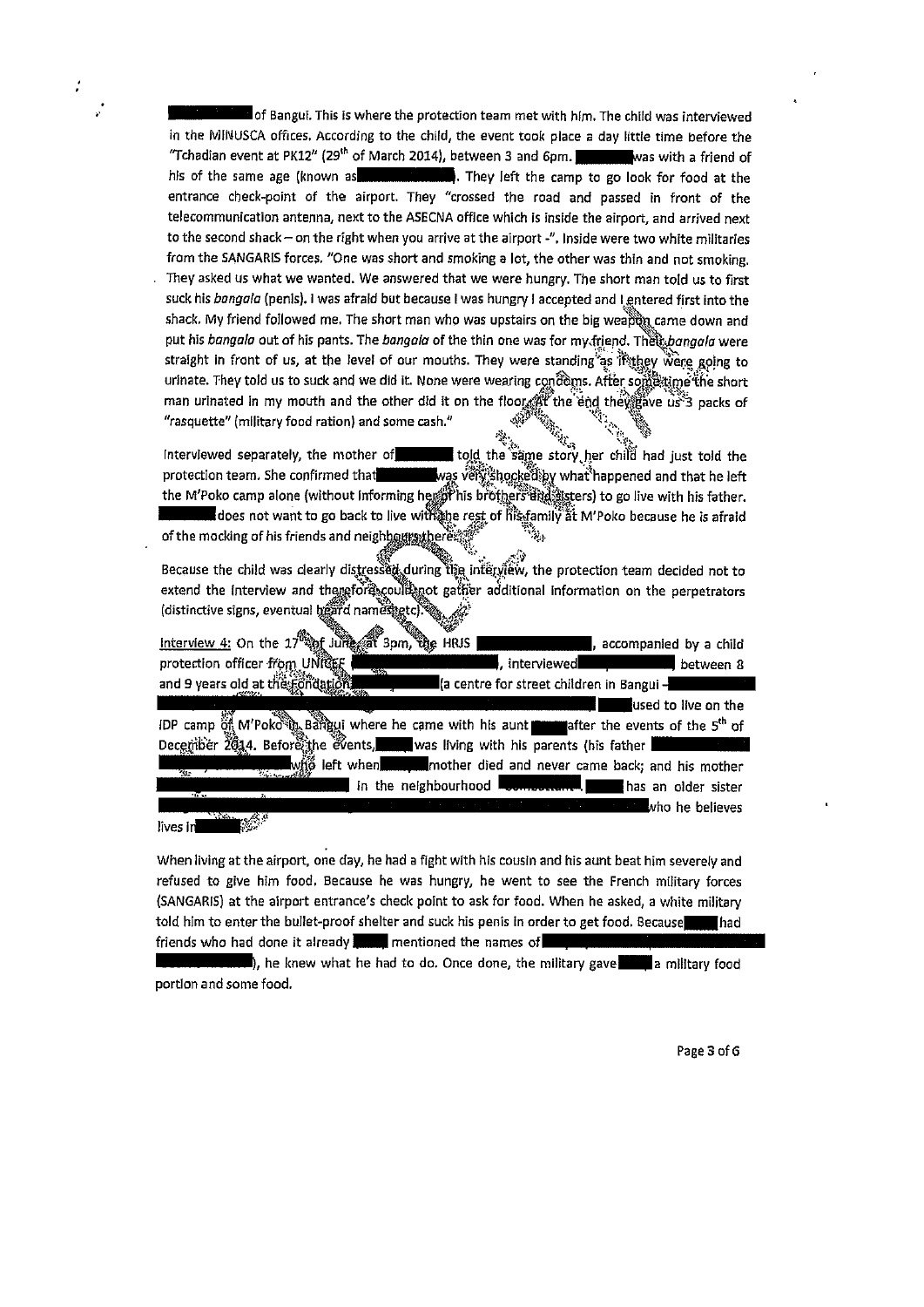[redacted] of Bangui. This is where the protection team met with him. The child was interviewed in the MINUSCA offices. According to the child, the event took place a day little time before the "Tchadian event at PK12" (29th of March 2014), between 3 and 6pm. [redacted] was with a friend of his of the same age (known as [redacted]). They left the camp to go look for food at the entrance check-point of the airport. They "crossed the road and passed in front of the telecommunication antenna, next to the ASECNA office which is inside the airport, and arrived next to the second shack – on the right when you arrive at the airport -". Inside were two white militaries from the SANGARIS forces. "One was short and smoking a lot, the other was thin and not smoking. They asked us what we wanted. We answered that we were hungry. The short man told us to first suck his *bangala* (penis). I was afraid but because I was hungry I accepted and I entered first into the shack. My friend followed me. The short man who was upstairs on the big weapon came down and put his *bangala* out of his pants. The *bangala* of the thin one was for my friend. Their *bangala* were straight in front of us, at the level of our mouths. They were standing as if they were going to urinate. They told us to suck and we did it. None were wearing condoms. After sometime the short man urinated in my mouth and the other did it on the floor. At the end they gave us 3 packs of "rasquette" (military food ration) and some cash."

Interviewed separately, the mother of [redacted] told the same story her child had just told the protection team. She confirmed that [redacted] was very shocked by what happened and that he left the M'Poko camp alone (without informing her or his brothers and sisters) to go live with his father. [redacted] does not want to go back to live with the rest of his family at M'Poko because he is afraid of the mocking of his friends and neighbours there.

Because the child was clearly distressed during the interview, the protection team decided not to extend the interview and therefore could not gather additional information on the perpetrators (distinctive signs, eventual heard names, etc).

Interview 4: On the 17th of June at 3pm, the HRJS [redacted], accompanied by a child protection officer from UNICEF [redacted], interviewed [redacted] between 8 and 9 years old at the Fondation [redacted] (a centre for street children in Bangui – [redacted] [redacted] used to live on the IDP camp of M'Poko in Bangui where he came with his aunt [redacted] after the events of the 5th of December 2014. Before the events, [redacted] was living with his parents (his father [redacted] [redacted] who left when [redacted] mother died and never came back; and his mother [redacted] in the neighbourhood [redacted]. [redacted] has an older sister [redacted] who he believes lives in [redacted].

When living at the airport, one day, he had a fight with his cousin and his aunt beat him severely and refused to give him food. Because he was hungry, he went to see the French military forces (SANGARIS) at the airport entrance's check point to ask for food. When he asked, a white military told him to enter the bullet-proof shelter and suck his penis in order to get food. Because [redacted] had friends who had done it already [redacted] mentioned the names of [redacted] [redacted]), he knew what he had to do. Once done, the military gave [redacted] a military food portion and some food.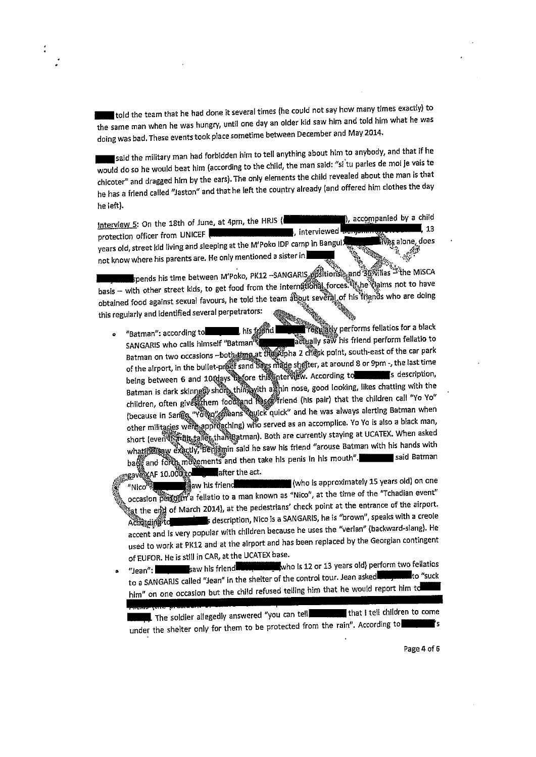████ told the team that he had done it several times (he could not say how many times exactly) to the same man when he was hungry, until one day an older kid saw him and told him what he was doing was bad. These events took place sometime between December and May 2014.

████ said the military man had forbidden him to tell anything about him to anybody, and that if he would do so he would beat him (according to the child, the man said: "si tu parles de moi je vais te chicoter" and dragged him by the ears). The only elements the child revealed about the man is that he has a friend called "Jaston" and that he left the country already (and offered him clothes the day he left).

Interview 5: On the 18th of June, at 4pm, the HRJS (████), accompanied by a child protection officer from UNICEF ████, interviewed ████, 13 years old, street kid living and sleeping at the M'Poko IDP camp in Bangui. ████ lives alone, does not know where his parents are. He only mentioned a sister in ████.

████ spends his time between M'Poko, PK12 –SANGARIS positions– and 36 Villas – the MISCA basis – with other street kids, to get food from the international forces. If he claims not to have obtained food against sexual favours, he told the team about several of his friends who are doing this regularly and identified several perpetrators:

- "Batman": according to ████, his friend ████ regularly performs fellatios for a black SANGARIS who calls himself "Batman". ████ actually saw his friend perform fellatio to Batman on two occasions –both time at the Alpha 2 check point, south-east of the car park of the airport, in the bullet-proof sand bags made shelter, at around 8 or 9pm -, the last time being between 6 and 10 days before this interview. According to ████'s description, Batman is dark skinned, short, thin, with a thin nose, good looking, likes chatting with the children, often gives them food and has a friend (his pair) that the children call "Yo Yo" (because in Sango, "Yo Yo" means "quick quick" and he was always alerting Batman when other militaries were approaching) who served as an accomplice. Yo Yo is also a black man, short (even a bit taller than Batman). Both are currently staying at UCATEX. When asked what he saw exactly, Benjamin said he saw his friend "arouse Batman with his hands with back and forth movements and then take his penis in his mouth". ████ said Batman gave XAF 10.000 to ████ after the act.
- "Nico": ████ saw his friend ████ (who is approximately 15 years old) on one occasion perform a fellatio to a man known as "Nico", at the time of the "Tchadian event" (at the end of March 2014), at the pedestrians' check point at the entrance of the airport. According to ████'s description, Nico is a SANGARIS, he is "brown", speaks with a creole accent and is very popular with children because he uses the "verlan" (backward-slang). He used to work at PK12 and at the airport and has been replaced by the Georgian contingent of EUFOR. He is still in CAR, at the UCATEX base.
- "Jean": ████ saw his friend ████ (who is 12 or 13 years old) perform two fellatios to a SANGARIS called "Jean" in the shelter of the control tour. Jean asked ████ to "suck him" on one occasion but the child refused telling him that he would report him to ████ ████. The soldier allegedly answered "you can tell ████ that I tell children to come under the shelter only for them to be protected from the rain". According to ████'s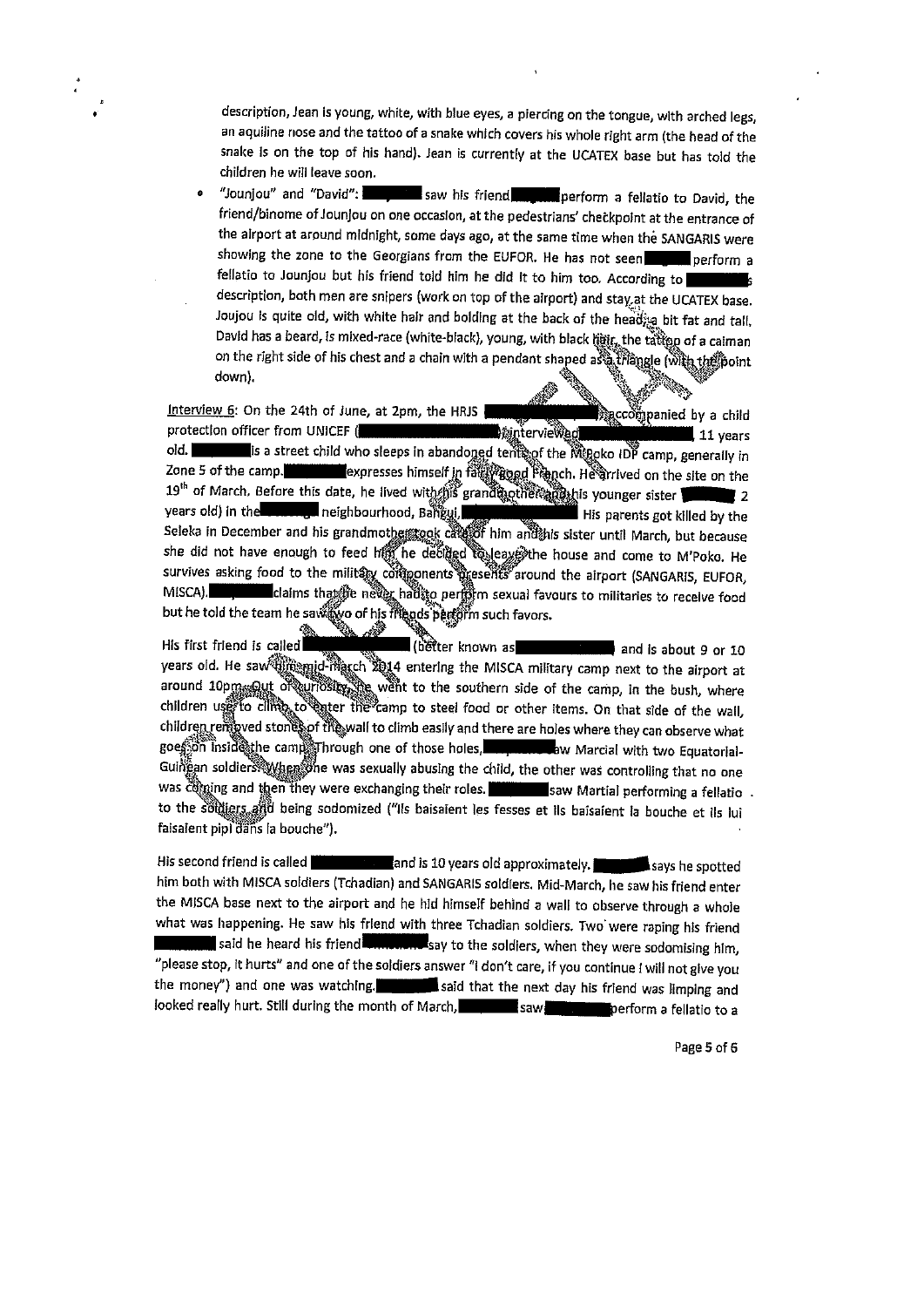description, Jean is young, white, with blue eyes, a piercing on the tongue, with arched legs, an aquiline nose and the tattoo of a snake which covers his whole right arm (the head of the snake is on the top of his hand). Jean is currently at the UCATEX base but has told the children he will leave soon.

- "Jounjou" and "David": [redacted] saw his friend [redacted] perform a fellatio to David, the friend/binome of Jounjou on one occasion, at the pedestrians' checkpoint at the entrance of the airport at around midnight, some days ago, at the same time when the SANGARIS were showing the zone to the Georgians from the EUFOR. He has not seen [redacted] perform a fellatio to Jounjou but his friend told him he did it to him too. According to [redacted]'s description, both men are snipers (work on top of the airport) and stay at the UCATEX base. Joujou is quite old, with white hair and bolding at the back of the head, a bit fat and tall. David has a beard, is mixed-race (white-black), young, with black hair, the tattoo of a caiman on the right side of his chest and a chain with a pendant shaped as a triangle (with the point down).

Interview 6: On the 24th of June, at 2pm, the HRJS [redacted] accompanied by a child protection officer from UNICEF ([redacted]) interviewed [redacted], 11 years old. [redacted] is a street child who sleeps in abandoned tents of the M'Poko IDP camp, generally in Zone 5 of the camp. [redacted] expresses himself in fairly good French. He arrived on the site on the 19th of March. Before this date, he lived with his grandmother and his younger sister [redacted] 2 years old) in the [redacted] neighbourhood, Bangui, [redacted]. His parents got killed by the Seleka in December and his grandmother took care of him and his sister until March, but because she did not have enough to feed him he decided to leave the house and come to M'Poko. He survives asking food to the military components presents around the airport (SANGARIS, EUFOR, MISCA). [redacted] claims that he never had to perform sexual favours to militaries to receive food but he told the team he saw two of his friends perform such favors.

His first friend is called [redacted] (better known as [redacted]) and is about 9 or 10 years old. He saw him mid-march 2014 entering the MISCA military camp next to the airport at around 10pm. Out of curiosity, he went to the southern side of the camp, in the bush, where children use to climb to enter the camp to steel food or other items. On that side of the wall, children removed stones of the wall to climb easily and there are holes where they can observe what goes on inside the camp. Through one of those holes, [redacted] saw Marcial with two Equatorial-Guinean soldiers. When one was sexually abusing the child, the other was controlling that no one was coming and then they were exchanging their roles. [redacted] saw Martial performing a fellatio to the soldiers and being sodomized ("Ils baisaient les fesses et ils baisaient la bouche et ils lui faisaient pipi dans la bouche").

His second friend is called [redacted] and is 10 years old approximately. [redacted] says he spotted him both with MISCA soldiers (Tchadian) and SANGARIS soldiers. Mid-March, he saw his friend enter the MISCA base next to the airport and he hid himself behind a wall to observe through a whole what was happening. He saw his friend with three Tchadian soldiers. Two were raping his friend [redacted] said he heard his friend [redacted] say to the soldiers, when they were sodomising him, "please stop, it hurts" and one of the soldiers answer "I don't care, if you continue I will not give you the money") and one was watching. [redacted] said that the next day his friend was limping and looked really hurt. Still during the month of March, [redacted] saw [redacted] perform a fellatio to a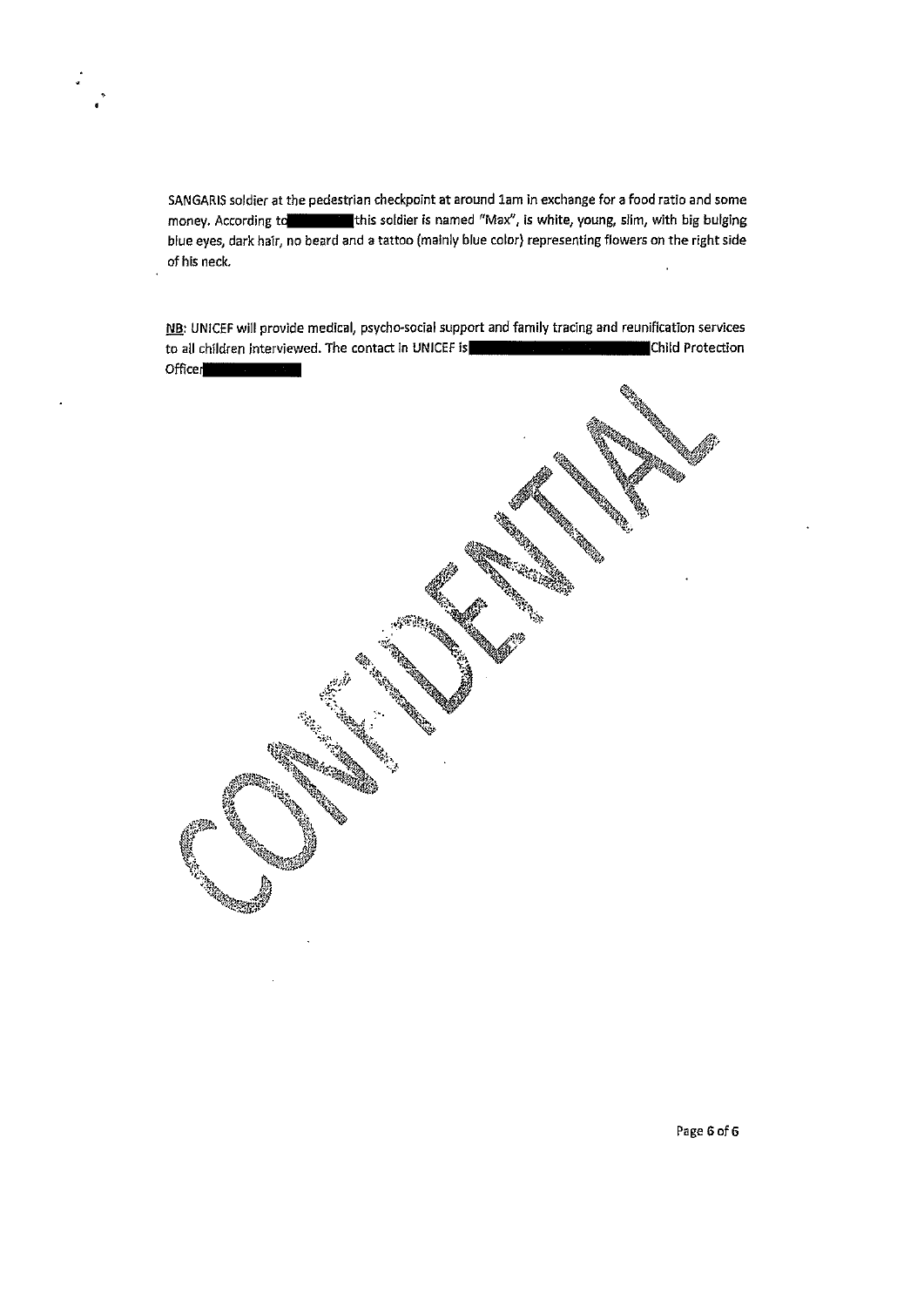SANGARIS soldier at the pedestrian checkpoint at around 1am in exchange for a food ratio and some money. According to [REDACTED] this soldier is named "Max", is white, young, slim, with big bulging blue eyes, dark hair, no beard and a tattoo (mainly blue color) representing flowers on the right side of his neck.

<u>NB</u>: UNICEF will provide medical, psycho-social support and family tracing and reunification services to all children interviewed. The contact in UNICEF is [REDACTED] Child Protection Officer [REDACTED]

CONFIDENTIAL